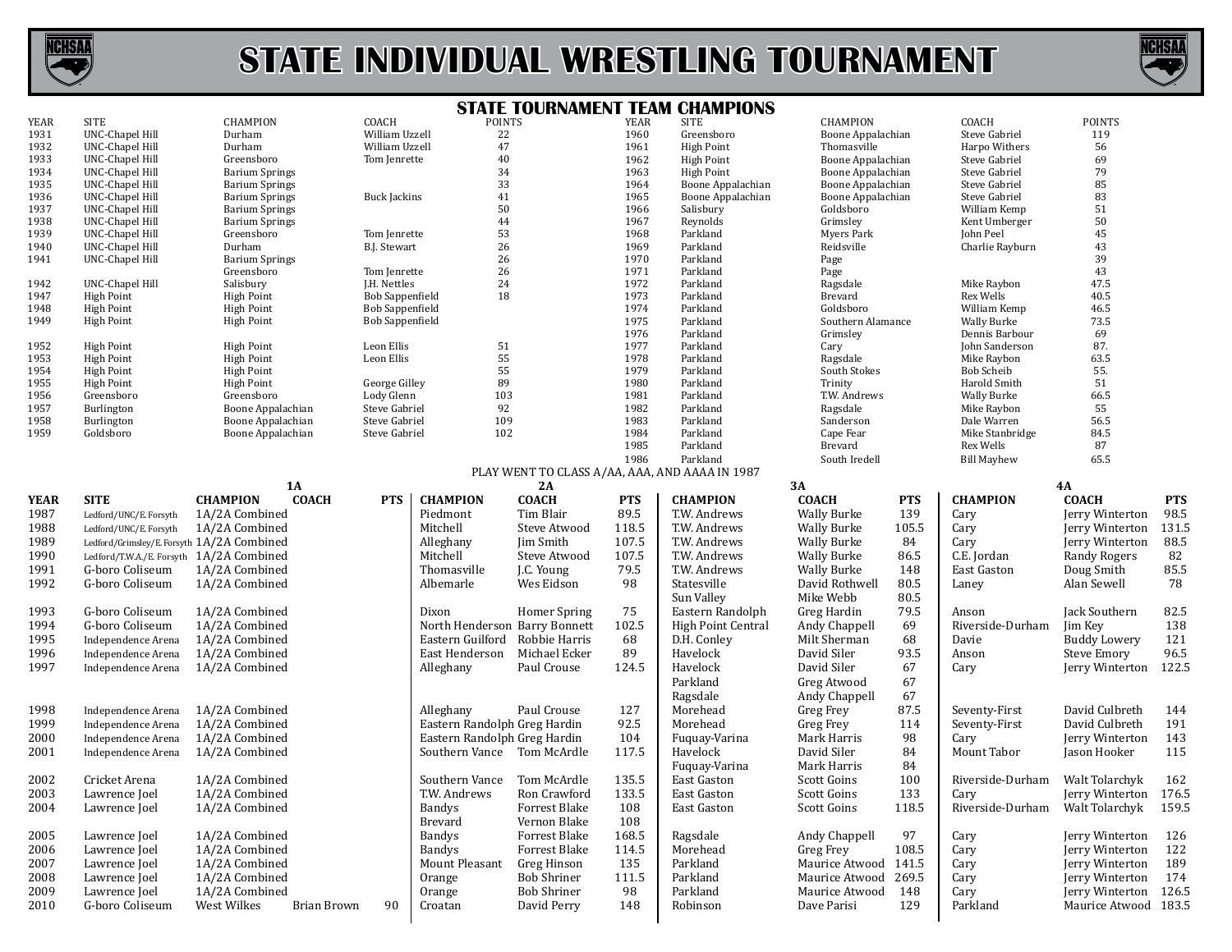# STATE INDIVIDUAL WRESTLING TOURNAMENT

## STATE TOURNAMENT TEAM CHAMPIONS

| YEAR | SITE | CHAMPION | COACH | POINTS |
|---|---|---|---|---|
| 1931 | UNC-Chapel Hill | Durham | William Uzzell | 22 |
| 1932 | UNC-Chapel Hill | Durham | William Uzzell | 47 |
| 1933 | UNC-Chapel Hill | Greensboro | Tom Jenrette | 40 |
| 1934 | UNC-Chapel Hill | Barium Springs | | 34 |
| 1935 | UNC-Chapel Hill | Barium Springs | | 33 |
| 1936 | UNC-Chapel Hill | Barium Springs | Buck Jackins | 41 |
| 1937 | UNC-Chapel Hill | Barium Springs | | 50 |
| 1938 | UNC-Chapel Hill | Barium Springs | | 44 |
| 1939 | UNC-Chapel Hill | Greensboro | Tom Jenrette | 53 |
| 1940 | UNC-Chapel Hill | Durham | B.J. Stewart | 26 |
| 1941 | UNC-Chapel Hill | Barium Springs | | 26 |
| | | Greensboro | Tom Jenrette | 26 |
| 1942 | UNC-Chapel Hill | Salisbury | J.H. Nettles | 24 |
| 1947 | High Point | High Point | Bob Sappenfield | 18 |
| 1948 | High Point | High Point | Bob Sappenfield | |
| 1949 | High Point | High Point | Bob Sappenfield | |
| 1952 | High Point | High Point | Leon Ellis | 51 |
| 1953 | High Point | High Point | Leon Ellis | 55 |
| 1954 | High Point | High Point | | 55 |
| 1955 | High Point | High Point | George Gilley | 89 |
| 1956 | Greensboro | Greensboro | Lody Glenn | 103 |
| 1957 | Burlington | Boone Appalachian | Steve Gabriel | 92 |
| 1958 | Burlington | Boone Appalachian | Steve Gabriel | 109 |
| 1959 | Goldsboro | Boone Appalachian | Steve Gabriel | 102 |
| 1960 | Greensboro | Boone Appalachian | Steve Gabriel | 119 |
| 1961 | High Point | Thomasville | Harpo Withers | 56 |
| 1962 | High Point | Boone Appalachian | Steve Gabriel | 69 |
| 1963 | High Point | Boone Appalachian | Steve Gabriel | 79 |
| 1964 | Boone Appalachian | Boone Appalachian | Steve Gabriel | 85 |
| 1965 | Boone Appalachian | Boone Appalachian | Steve Gabriel | 83 |
| 1966 | Salisbury | Goldsboro | William Kemp | 51 |
| 1967 | Reynolds | Grimsley | Kent Umberger | 50 |
| 1968 | Parkland | Myers Park | John Peel | 45 |
| 1969 | Parkland | Reidsville | Charlie Rayburn | 43 |
| 1970 | Parkland | Page | | 39 |
| 1971 | Parkland | Page | | 43 |
| 1972 | Parkland | Ragsdale | Mike Raybon | 47.5 |
| 1973 | Parkland | Brevard | Rex Wells | 40.5 |
| 1974 | Parkland | Goldsboro | William Kemp | 46.5 |
| 1975 | Parkland | Southern Alamance | Wally Burke | 73.5 |
| 1976 | Parkland | Grimsley | Dennis Barbour | 69 |
| 1977 | Parkland | Cary | John Sanderson | 87. |
| 1978 | Parkland | Ragsdale | Mike Raybon | 63.5 |
| 1979 | Parkland | South Stokes | Bob Scheib | 55. |
| 1980 | Parkland | Trinity | Harold Smith | 51 |
| 1981 | Parkland | T.W. Andrews | Wally Burke | 66.5 |
| 1982 | Parkland | Ragsdale | Mike Raybon | 55 |
| 1983 | Parkland | Sanderson | Dale Warren | 56.5 |
| 1984 | Parkland | Cape Fear | Mike Stanbridge | 84.5 |
| 1985 | Parkland | Brevard | Rex Wells | 87 |
| 1986 | Parkland | South Iredell | Bill Mayhew | 65.5 |

PLAY WENT TO CLASS A/AA, AAA, AND AAAA IN 1987

| | | 1A | | | 2A | | | 3A | | | 4A | | |
|---|---|---|---|---|---|---|---|---|---|---|---|---|---|
| **YEAR** | **SITE** | **CHAMPION** | **COACH** | **PTS** | **CHAMPION** | **COACH** | **PTS** | **CHAMPION** | **COACH** | **PTS** | **CHAMPION** | **COACH** | **PTS** |
| 1987 | Ledford/UNC/E. Forsyth | 1A/2A Combined | | | Piedmont | Tim Blair | 89.5 | T.W. Andrews | Wally Burke | 139 | Cary | Jerry Winterton | 98.5 |
| 1988 | Ledford/UNC/E. Forsyth | 1A/2A Combined | | | Mitchell | Steve Atwood | 118.5 | T.W. Andrews | Wally Burke | 105.5 | Cary | Jerry Winterton | 131.5 |
| 1989 | Ledford/Grimsley/E. Forsyth | 1A/2A Combined | | | Alleghany | Jim Smith | 107.5 | T.W. Andrews | Wally Burke | 84 | Cary | Jerry Winterton | 88.5 |
| 1990 | Ledford/T.W.A./E. Forsyth | 1A/2A Combined | | | Mitchell | Steve Atwood | 107.5 | T.W. Andrews | Wally Burke | 86.5 | C.E. Jordan | Randy Rogers | 82 |
| 1991 | G-boro Coliseum | 1A/2A Combined | | | Thomasville | J.C. Young | 79.5 | T.W. Andrews | Wally Burke | 148 | East Gaston | Doug Smith | 85.5 |
| 1992 | G-boro Coliseum | 1A/2A Combined | | | Albemarle | Wes Eidson | 98 | Statesville | David Rothwell | 80.5 | Laney | Alan Sewell | 78 |
| | | | | | | | | Sun Valley | Mike Webb | 80.5 | | | |
| 1993 | G-boro Coliseum | 1A/2A Combined | | | Dixon | Homer Spring | 75 | Eastern Randolph | Greg Hardin | 79.5 | Anson | Jack Southern | 82.5 |
| 1994 | G-boro Coliseum | 1A/2A Combined | | | North Henderson | Barry Bonnett | 102.5 | High Point Central | Andy Chappell | 69 | Riverside-Durham | Jim Key | 138 |
| 1995 | Independence Arena | 1A/2A Combined | | | Eastern Guilford | Robbie Harris | 68 | D.H. Conley | Milt Sherman | 68 | Davie | Buddy Lowery | 121 |
| 1996 | Independence Arena | 1A/2A Combined | | | East Henderson | Michael Ecker | 89 | Havelock | David Siler | 93.5 | Anson | Steve Emory | 96.5 |
| 1997 | Independence Arena | 1A/2A Combined | | | Alleghany | Paul Crouse | 124.5 | Havelock | David Siler | 67 | Cary | Jerry Winterton | 122.5 |
| | | | | | | | | Parkland | Greg Atwood | 67 | | | |
| | | | | | | | | Ragsdale | Andy Chappell | 67 | | | |
| 1998 | Independence Arena | 1A/2A Combined | | | Alleghany | Paul Crouse | 127 | Morehead | Greg Frey | 87.5 | Seventy-First | David Culbreth | 144 |
| 1999 | Independence Arena | 1A/2A Combined | | | Eastern Randolph | Greg Hardin | 92.5 | Morehead | Greg Frey | 114 | Seventy-First | David Culbreth | 191 |
| 2000 | Independence Arena | 1A/2A Combined | | | Eastern Randolph | Greg Hardin | 104 | Fuquay-Varina | Mark Harris | 98 | Cary | Jerry Winterton | 143 |
| 2001 | Independence Arena | 1A/2A Combined | | | Southern Vance | Tom McArdle | 117.5 | Havelock | David Siler | 84 | Mount Tabor | Jason Hooker | 115 |
| | | | | | | | | Fuquay-Varina | Mark Harris | 84 | | | |
| 2002 | Cricket Arena | 1A/2A Combined | | | Southern Vance | Tom McArdle | 135.5 | East Gaston | Scott Goins | 100 | Riverside-Durham | Walt Tolarchyk | 162 |
| 2003 | Lawrence Joel | 1A/2A Combined | | | T.W. Andrews | Ron Crawford | 133.5 | East Gaston | Scott Goins | 133 | Cary | Jerry Winterton | 176.5 |
| 2004 | Lawrence Joel | 1A/2A Combined | | | Bandys | Forrest Blake | 108 | East Gaston | Scott Goins | 118.5 | Riverside-Durham | Walt Tolarchyk | 159.5 |
| | | | | | Brevard | Vernon Blake | 108 | | | | | | |
| 2005 | Lawrence Joel | 1A/2A Combined | | | Bandys | Forrest Blake | 168.5 | Ragsdale | Andy Chappell | 97 | Cary | Jerry Winterton | 126 |
| 2006 | Lawrence Joel | 1A/2A Combined | | | Bandys | Forrest Blake | 114.5 | Morehead | Greg Frey | 108.5 | Cary | Jerry Winterton | 122 |
| 2007 | Lawrence Joel | 1A/2A Combined | | | Mount Pleasant | Greg Hinson | 135 | Parkland | Maurice Atwood | 141.5 | Cary | Jerry Winterton | 189 |
| 2008 | Lawrence Joel | 1A/2A Combined | | | Orange | Bob Shriner | 111.5 | Parkland | Maurice Atwood | 269.5 | Cary | Jerry Winterton | 174 |
| 2009 | Lawrence Joel | 1A/2A Combined | | | Orange | Bob Shriner | 98 | Parkland | Maurice Atwood | 148 | Cary | Jerry Winterton | 126.5 |
| 2010 | G-boro Coliseum | West Wilkes | Brian Brown | 90 | Croatan | David Perry | 148 | Robinson | Dave Parisi | 129 | Parkland | Maurice Atwood | 183.5 |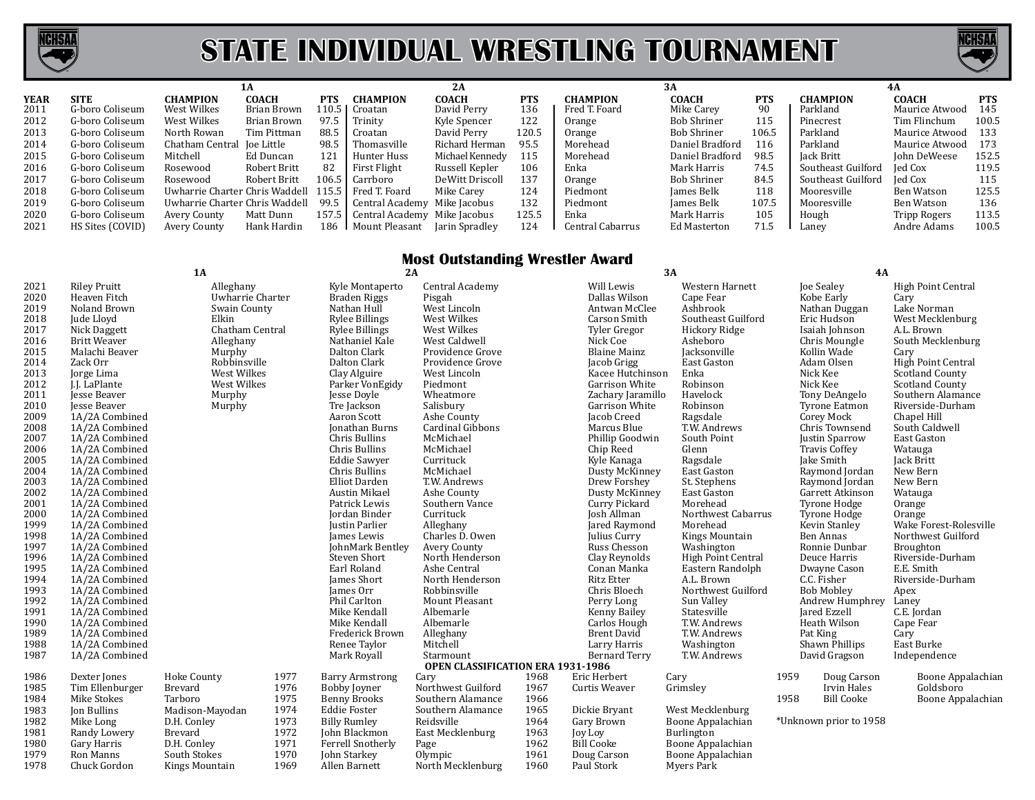# STATE INDIVIDUAL WRESTLING TOURNAMENT

| | | 1A | | | 2A | | | 3A | | | 4A | | |
|---|---|---|---|---|---|---|---|---|---|---|---|---|---|
| YEAR | SITE | CHAMPION | COACH | PTS | CHAMPION | COACH | PTS | CHAMPION | COACH | PTS | CHAMPION | COACH | PTS |
| 2011 | G-boro Coliseum | West Wilkes | Brian Brown | 110.5 | Croatan | David Perry | 136 | Fred T. Foard | Mike Carey | 90 | Parkland | Maurice Atwood | 145 |
| 2012 | G-boro Coliseum | West Wilkes | Brian Brown | 97.5 | Trinity | Kyle Spencer | 122 | Orange | Bob Shriner | 115 | Pinecrest | Tim Flinchum | 100.5 |
| 2013 | G-boro Coliseum | North Rowan | Tim Pittman | 88.5 | Croatan | David Perry | 120.5 | Orange | Bob Shriner | 106.5 | Parkland | Maurice Atwood | 133 |
| 2014 | G-boro Coliseum | Chatham Central | Joe Little | 98.5 | Thomasville | Richard Herman | 95.5 | Morehead | Daniel Bradford | 116 | Parkland | Maurice Atwood | 173 |
| 2015 | G-boro Coliseum | Mitchell | Ed Duncan | 121 | Hunter Huss | Michael Kennedy | 115 | Morehead | Daniel Bradford | 98.5 | Jack Britt | John DeWeese | 152.5 |
| 2016 | G-boro Coliseum | Rosewood | Robert Britt | 82 | First Flight | Russell Kepler | 106 | Enka | Mark Harris | 74.5 | Southeast Guilford | Jed Cox | 119.5 |
| 2017 | G-boro Coliseum | Rosewood | Robert Britt | 106.5 | Carrboro | DeWitt Driscoll | 137 | Orange | Bob Shriner | 84.5 | Southeast Guilford | Jed Cox | 115 |
| 2018 | G-boro Coliseum | Uwharrie Charter | Chris Waddell | 115.5 | Fred T. Foard | Mike Carey | 124 | Piedmont | James Belk | 118 | Mooresville | Ben Watson | 125.5 |
| 2019 | G-boro Coliseum | Uwharrie Charter | Chris Waddell | 99.5 | Central Academy | Mike Jacobus | 132 | Piedmont | James Belk | 107.5 | Mooresville | Ben Watson | 136 |
| 2020 | G-boro Coliseum | Avery County | Matt Dunn | 157.5 | Central Academy | Mike Jacobus | 125.5 | Enka | Mark Harris | 105 | Hough | Tripp Rogers | 113.5 |
| 2021 | HS Sites (COVID) | Avery County | Hank Hardin | 186 | Mount Pleasant | Jarin Spradley | 124 | Central Cabarrus | Ed Masterton | 71.5 | Laney | Andre Adams | 100.5 |

## Most Outstanding Wrestler Award

| | 1A | | 2A | | 3A | | 4A | |
|---|---|---|---|---|---|---|---|---|
| 2021 | Riley Pruitt | Alleghany | Kyle Montaperto | Central Academy | Will Lewis | Western Harnett | Joe Sealey | High Point Central |
| 2020 | Heaven Fitch | Uwharrie Charter | Braden Riggs | Pisgah | Dallas Wilson | Cape Fear | Kobe Early | Cary |
| 2019 | Noland Brown | Swain County | Nathan Hull | West Lincoln | Antwan McClee | Ashbrook | Nathan Duggan | Lake Norman |
| 2018 | Jude Lloyd | Elkin | Rylee Billings | West Wilkes | Carson Smith | Southeast Guilford | Eric Hudson | West Mecklenburg |
| 2017 | Nick Daggett | Chatham Central | Rylee Billings | West Wilkes | Tyler Gregor | Hickory Ridge | Isaiah Johnson | A.L. Brown |
| 2016 | Britt Weaver | Alleghany | Nathaniel Kale | West Caldwell | Nick Coe | Asheboro | Chris Moungle | South Mecklenburg |
| 2015 | Malachi Beaver | Murphy | Dalton Clark | Providence Grove | Blaine Mainz | Jacksonville | Kollin Wade | Cary |
| 2014 | Zack Orr | Robbinsville | Dalton Clark | Providence Grove | Jacob Grigg | East Gaston | Adam Olsen | High Point Central |
| 2013 | Jorge Lima | West Wilkes | Clay Alguire | West Lincoln | Kacee Hutchinson | Enka | Nick Kee | Scotland County |
| 2012 | J.J. LaPlante | West Wilkes | Parker VonEgidy | Piedmont | Garrison White | Robinson | Nick Kee | Scotland County |
| 2011 | Jesse Beaver | Murphy | Jesse Doyle | Wheatmore | Zachary Jaramillo | Havelock | Tony DeAngelo | Southern Alamance |
| 2010 | Jesse Beaver | Murphy | Tre Jackson | Salisbury | Garrison White | Robinson | Tyrone Eatmon | Riverside-Durham |
| 2009 | 1A/2A Combined | | Aaron Scott | Ashe County | Jacob Creed | Ragsdale | Corey Mock | Chapel Hill |
| 2008 | 1A/2A Combined | | Jonathan Burns | Cardinal Gibbons | Marcus Blue | T.W. Andrews | Chris Townsend | South Caldwell |
| 2007 | 1A/2A Combined | | Chris Bullins | McMichael | Phillip Goodwin | South Point | Justin Sparrow | East Gaston |
| 2006 | 1A/2A Combined | | Chris Bullins | McMichael | Chip Reed | Glenn | Travis Coffey | Watauga |
| 2005 | 1A/2A Combined | | Eddie Sawyer | Currituck | Kyle Kanaga | Ragsdale | Jake Smith | Jack Britt |
| 2004 | 1A/2A Combined | | Chris Bullins | McMichael | Dusty McKinney | East Gaston | Raymond Jordan | New Bern |
| 2003 | 1A/2A Combined | | Elliot Darden | T.W. Andrews | Drew Forshey | St. Stephens | Raymond Jordan | New Bern |
| 2002 | 1A/2A Combined | | Austin Mikael | Ashe County | Dusty McKinney | East Gaston | Garrett Atkinson | Watauga |
| 2001 | 1A/2A Combined | | Patrick Lewis | Southern Vance | Curry Pickard | Morehead | Tyrone Hodge | Orange |
| 2000 | 1A/2A Combined | | Jordan Binder | Currituck | Josh Allman | Northwest Cabarrus | Tyrone Hodge | Orange |
| 1999 | 1A/2A Combined | | Justin Parlier | Alleghany | Jared Raymond | Morehead | Kevin Stanley | Wake Forest-Rolesville |
| 1998 | 1A/2A Combined | | James Lewis | Charles D. Owen | Julius Curry | Kings Mountain | Ben Annas | Northwest Guilford |
| 1997 | 1A/2A Combined | | JohnMark Bentley | Avery County | Russ Chesson | Washington | Ronnie Dunbar | Broughton |
| 1996 | 1A/2A Combined | | Steven Short | North Henderson | Clay Reynolds | High Point Central | Deuce Harris | Riverside-Durham |
| 1995 | 1A/2A Combined | | Earl Roland | Ashe Central | Conan Manka | Eastern Randolph | Dwayne Cason | E.E. Smith |
| 1994 | 1A/2A Combined | | James Short | North Henderson | Ritz Etter | A.L. Brown | C.C. Fisher | Riverside-Durham |
| 1993 | 1A/2A Combined | | James Orr | Robbinsville | Chris Bloech | Northwest Guilford | Bob Mobley | Apex |
| 1992 | 1A/2A Combined | | Phil Carlton | Mount Pleasant | Perry Long | Sun Valley | Andrew Humphrey | Laney |
| 1991 | 1A/2A Combined | | Mike Kendall | Albemarle | Kenny Bailey | Statesville | Jared Ezzell | C.E. Jordan |
| 1990 | 1A/2A Combined | | Mike Kendall | Albemarle | Carlos Hough | T.W. Andrews | Heath Wilson | Cape Fear |
| 1989 | 1A/2A Combined | | Frederick Brown | Alleghany | Brent David | T.W. Andrews | Pat King | Cary |
| 1988 | 1A/2A Combined | | Renee Taylor | Mitchell | Larry Harris | Washington | Shawn Phillips | East Burke |
| 1987 | 1A/2A Combined | | Mark Royall | Starmount | Bernard Terry | T.W. Andrews | David Gragson | Independence |

### OPEN CLASSIFICATION ERA 1931-1986

| | | | | | | | | | | | |
|---|---|---|---|---|---|---|---|---|---|---|---|
| 1986 | Dexter Jones | Hoke County | 1977 | Barry Armstrong | Cary | 1968 | Eric Herbert | Cary | 1959 | Doug Carson | Boone Appalachian |
| 1985 | Tim Ellenburger | Brevard | 1976 | Bobby Joyner | Northwest Guilford | 1967 | Curtis Weaver | Grimsley | | Irvin Hales | Goldsboro |
| 1984 | Mike Stokes | Tarboro | 1975 | Benny Brooks | Southern Alamance | 1966 | | | 1958 | Bill Cooke | Boone Appalachian |
| 1983 | Jon Bullins | Madison-Mayodan | 1974 | Eddie Foster | Southern Alamance | 1965 | Dickie Bryant | West Mecklenburg | | | |
| 1982 | Mike Long | D.H. Conley | 1973 | Billy Rumley | Reidsville | 1964 | Gary Brown | Boone Appalachian | | *Unknown prior to 1958 | |
| 1981 | Randy Lowery | Brevard | 1972 | John Blackmon | East Mecklenburg | 1963 | Joy Loy | Burlington | | | |
| 1980 | Gary Harris | D.H. Conley | 1971 | Ferrell Snotherly | Page | 1962 | Bill Cooke | Boone Appalachian | | | |
| 1979 | Ron Manns | South Stokes | 1970 | John Starkey | Olympic | 1961 | Doug Carson | Boone Appalachian | | | |
| 1978 | Chuck Gordon | Kings Mountain | 1969 | Allen Barnett | North Mecklenburg | 1960 | Paul Stork | Myers Park | | | |